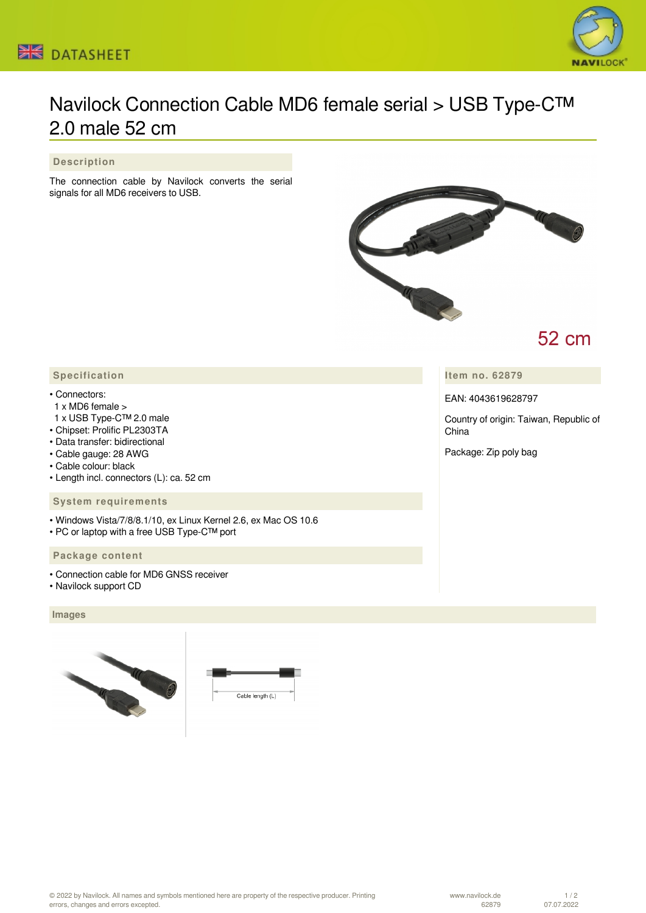# Navilock Connection Cable MD6 female serial > USB Type-C™ 2.0 male 52 cm

## Description

The connection cable by Navilock converts the serial signals for all MD6 receivers to USB.

52 cm

## Specification

- Connectors:
  1 x MD6 female >
  1 x USB Type-C™ 2.0 male
- Chipset: Prolific PL2303TA
- Data transfer: bidirectional
- Cable gauge: 28 AWG
- Cable colour: black
- Length incl. connectors (L): ca. 52 cm

## System requirements

- Windows Vista/7/8/8.1/10, ex Linux Kernel 2.6, ex Mac OS 10.6
- PC or laptop with a free USB Type-C™ port

## Package content

- Connection cable for MD6 GNSS receiver
- Navilock support CD

## Item no. 62879

EAN: 4043619628797

Country of origin: Taiwan, Republic of China

Package: Zip poly bag

## Images

Cable length (L)

© 2022 by Navilock. All names and symbols mentioned here are property of the respective producer. Printing errors, changes and errors excepted.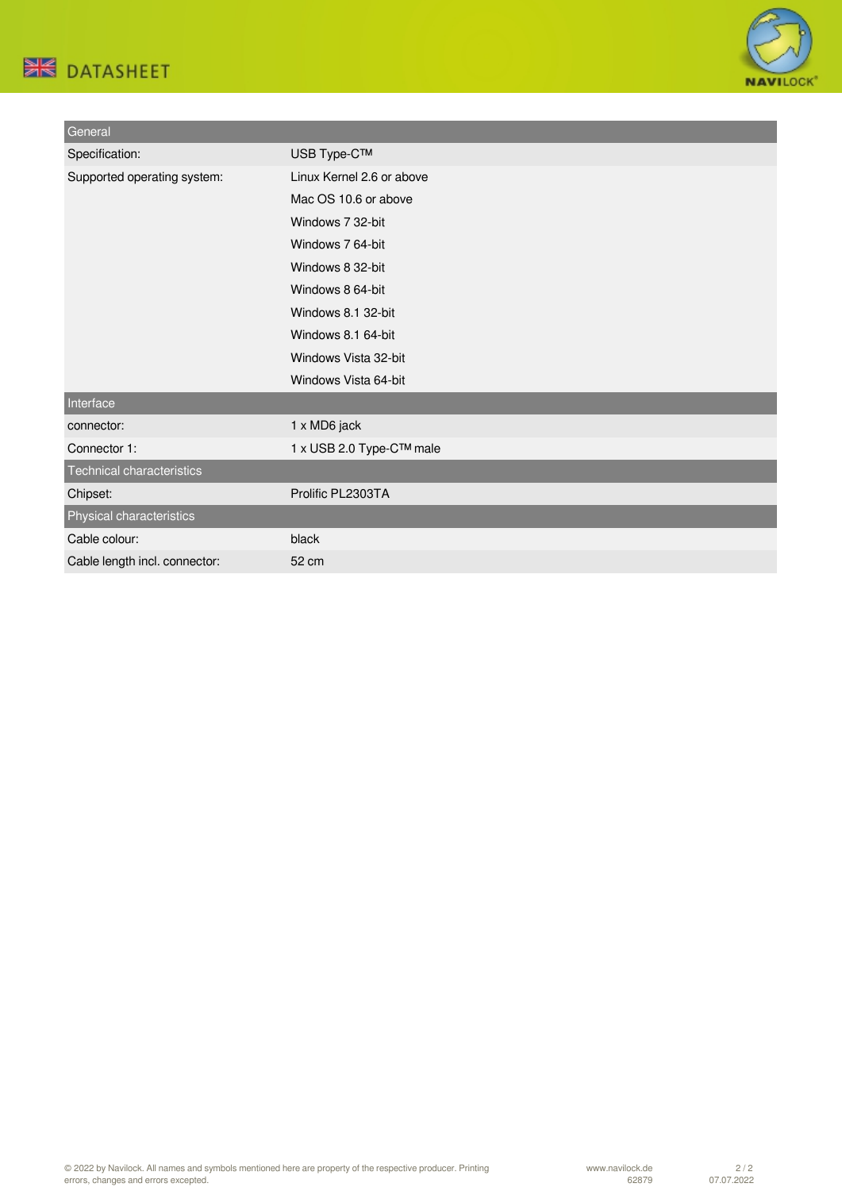| | |
|---|---|
| **General** | |
| Specification: | USB Type-C™ |
| Supported operating system: | Linux Kernel 2.6 or above |
| | Mac OS 10.6 or above |
| | Windows 7 32-bit |
| | Windows 7 64-bit |
| | Windows 8 32-bit |
| | Windows 8 64-bit |
| | Windows 8.1 32-bit |
| | Windows 8.1 64-bit |
| | Windows Vista 32-bit |
| | Windows Vista 64-bit |
| **Interface** | |
| connector: | 1 x MD6 jack |
| Connector 1: | 1 x USB 2.0 Type-C™ male |
| **Technical characteristics** | |
| Chipset: | Prolific PL2303TA |
| **Physical characteristics** | |
| Cable colour: | black |
| Cable length incl. connector: | 52 cm |

© 2022 by Navilock. All names and symbols mentioned here are property of the respective producer. Printing errors, changes and errors excepted.

www.navilock.de
62879

07.07.2022